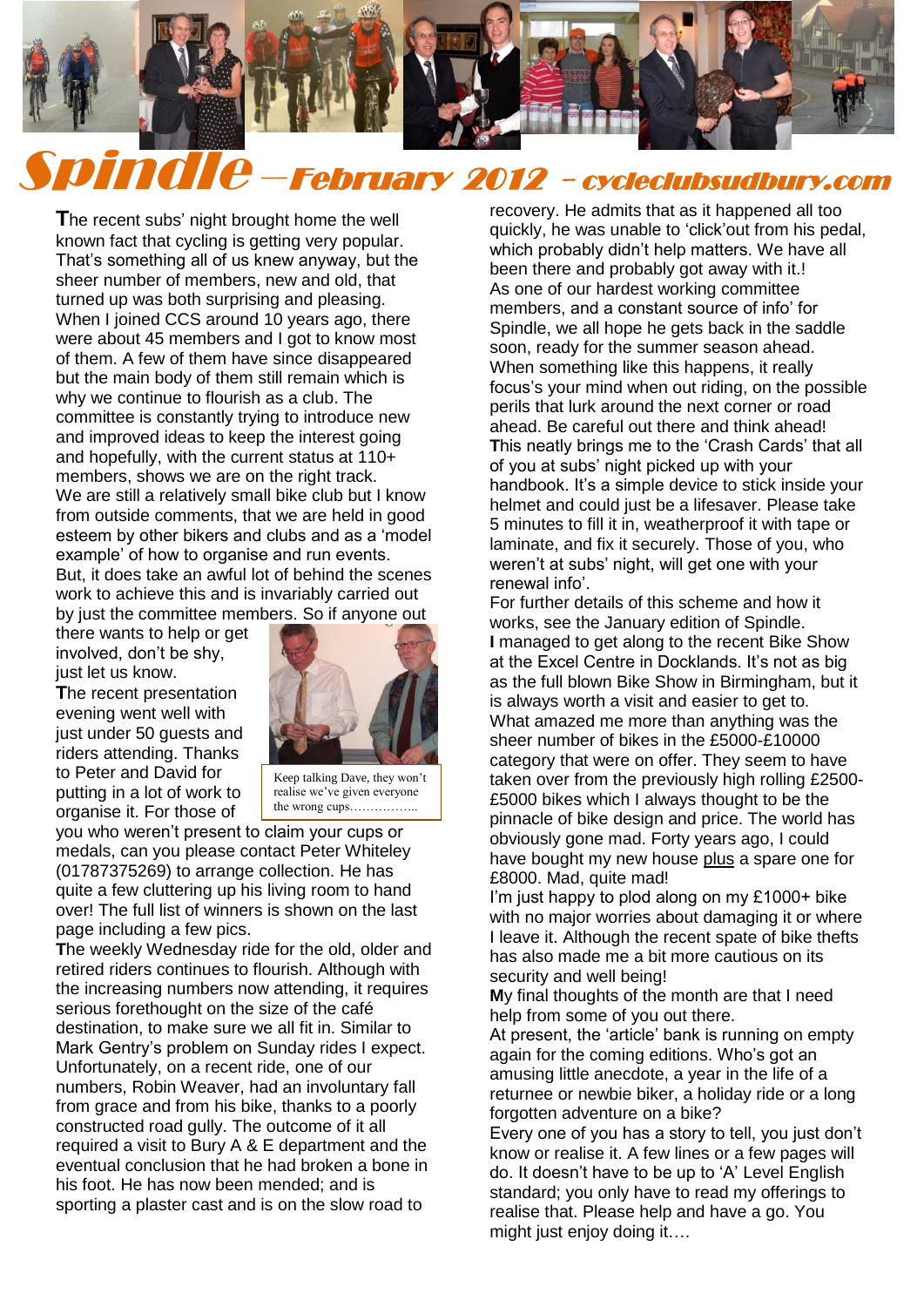# Spindle – February 2012 – cycleclubsudbury.com

**T**he recent subs' night brought home the well known fact that cycling is getting very popular. That's something all of us knew anyway, but the sheer number of members, new and old, that turned up was both surprising and pleasing. When I joined CCS around 10 years ago, there were about 45 members and I got to know most of them. A few of them have since disappeared but the main body of them still remain which is why we continue to flourish as a club. The committee is constantly trying to introduce new and improved ideas to keep the interest going and hopefully, with the current status at 110+ members, shows we are on the right track.
We are still a relatively small bike club but I know from outside comments, that we are held in good esteem by other bikers and clubs and as a 'model example' of how to organise and run events. But, it does take an awful lot of behind the scenes work to achieve this and is invariably carried out by just the committee members. So if anyone out there wants to help or get involved, don't be shy, just let us know.

Keep talking Dave, they won't realise we've given everyone the wrong cups……………..

**T**he recent presentation evening went well with just under 50 guests and riders attending. Thanks to Peter and David for putting in a lot of work to organise it. For those of you who weren't present to claim your cups or medals, can you please contact Peter Whiteley (01787375269) to arrange collection. He has quite a few cluttering up his living room to hand over! The full list of winners is shown on the last page including a few pics.

**T**he weekly Wednesday ride for the old, older and retired riders continues to flourish. Although with the increasing numbers now attending, it requires serious forethought on the size of the café destination, to make sure we all fit in. Similar to Mark Gentry's problem on Sunday rides I expect. Unfortunately, on a recent ride, one of our numbers, Robin Weaver, had an involuntary fall from grace and from his bike, thanks to a poorly constructed road gully. The outcome of it all required a visit to Bury A & E department and the eventual conclusion that he had broken a bone in his foot. He has now been mended; and is sporting a plaster cast and is on the slow road to recovery. He admits that as it happened all too quickly, he was unable to 'click'out from his pedal, which probably didn't help matters. We have all been there and probably got away with it.!
As one of our hardest working committee members, and a constant source of info' for Spindle, we all hope he gets back in the saddle soon, ready for the summer season ahead.
When something like this happens, it really focus's your mind when out riding, on the possible perils that lurk around the next corner or road ahead. Be careful out there and think ahead!

**T**his neatly brings me to the 'Crash Cards' that all of you at subs' night picked up with your handbook. It's a simple device to stick inside your helmet and could just be a lifesaver. Please take 5 minutes to fill it in, weatherproof it with tape or laminate, and fix it securely. Those of you, who weren't at subs' night, will get one with your renewal info'.
For further details of this scheme and how it works, see the January edition of Spindle.

**I** managed to get along to the recent Bike Show at the Excel Centre in Docklands. It's not as big as the full blown Bike Show in Birmingham, but it is always worth a visit and easier to get to.
What amazed me more than anything was the sheer number of bikes in the £5000-£10000 category that were on offer. They seem to have taken over from the previously high rolling £2500-£5000 bikes which I always thought to be the pinnacle of bike design and price. The world has obviously gone mad. Forty years ago, I could have bought my new house plus a spare one for £8000. Mad, quite mad!
I'm just happy to plod along on my £1000+ bike with no major worries about damaging it or where I leave it. Although the recent spate of bike thefts has also made me a bit more cautious on its security and well being!

**M**y final thoughts of the month are that I need help from some of you out there.
At present, the 'article' bank is running on empty again for the coming editions. Who's got an amusing little anecdote, a year in the life of a returnee or newbie biker, a holiday ride or a long forgotten adventure on a bike?
Every one of you has a story to tell, you just don't know or realise it. A few lines or a few pages will do. It doesn't have to be up to 'A' Level English standard; you only have to read my offerings to realise that. Please help and have a go. You might just enjoy doing it….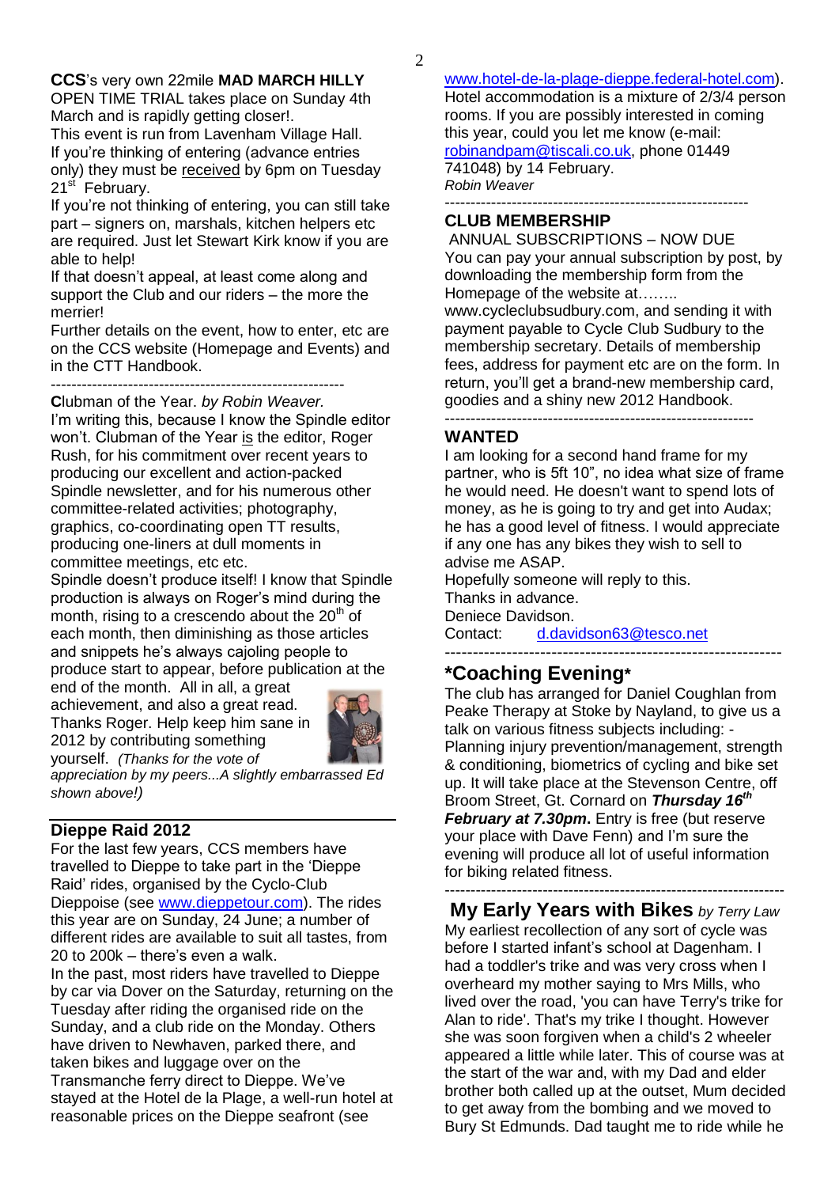**CCS**'s very own 22mile **MAD MARCH HILLY** OPEN TIME TRIAL takes place on Sunday 4th March and is rapidly getting closer!.

This event is run from Lavenham Village Hall.

If you're thinking of entering (advance entries only) they must be received by 6pm on Tuesday 21st February.

If you're not thinking of entering, you can still take part – signers on, marshals, kitchen helpers etc are required. Just let Stewart Kirk know if you are able to help!

If that doesn't appeal, at least come along and support the Club and our riders – the more the merrier!

Further details on the event, how to enter, etc are on the CCS website (Homepage and Events) and in the CTT Handbook.

---

**C**lubman of the Year. *by Robin Weaver.*

I'm writing this, because I know the Spindle editor won't. Clubman of the Year is the editor, Roger Rush, for his commitment over recent years to producing our excellent and action-packed Spindle newsletter, and for his numerous other committee-related activities; photography, graphics, co-ordinating open TT results, producing one-liners at dull moments in committee meetings, etc etc.

Spindle doesn't produce itself! I know that Spindle production is always on Roger's mind during the month, rising to a crescendo about the 20th of each month, then diminishing as those articles and snippets he's always cajoling people to produce start to appear, before publication at the end of the month. All in all, a great achievement, and also a great read. Thanks Roger. Help keep him sane in 2012 by contributing something yourself. *(Thanks for the vote of appreciation by my peers...A slightly embarrassed Ed shown above!)*

---

## Dieppe Raid 2012

For the last few years, CCS members have travelled to Dieppe to take part in the 'Dieppe Raid' rides, organised by the Cyclo-Club Dieppoise (see www.dieppetour.com). The rides this year are on Sunday, 24 June; a number of different rides are available to suit all tastes, from 20 to 200k – there's even a walk.

In the past, most riders have travelled to Dieppe by car via Dover on the Saturday, returning on the Tuesday after riding the organised ride on the Sunday, and a club ride on the Monday. Others have driven to Newhaven, parked there, and taken bikes and luggage over on the Transmanche ferry direct to Dieppe. We've stayed at the Hotel de la Plage, a well-run hotel at reasonable prices on the Dieppe seafront (see www.hotel-de-la-plage-dieppe.federal-hotel.com). Hotel accommodation is a mixture of 2/3/4 person rooms. If you are possibly interested in coming this year, could you let me know (e-mail: robinandpam@tiscali.co.uk, phone 01449 741048) by 14 February.

*Robin Weaver*

---

## CLUB MEMBERSHIP

ANNUAL SUBSCRIPTIONS – NOW DUE

You can pay your annual subscription by post, by downloading the membership form from the Homepage of the website at…….. www.cycleclubsudbury.com, and sending it with payment payable to Cycle Club Sudbury to the membership secretary. Details of membership fees, address for payment etc are on the form. In return, you'll get a brand-new membership card, goodies and a shiny new 2012 Handbook.

---

## WANTED

I am looking for a second hand frame for my partner, who is 5ft 10", no idea what size of frame he would need. He doesn't want to spend lots of money, as he is going to try and get into Audax; he has a good level of fitness. I would appreciate if any one has any bikes they wish to sell to advise me ASAP.

Hopefully someone will reply to this.

Thanks in advance.

Deniece Davidson.

Contact: d.davidson63@tesco.net

---

## *Coaching Evening*

The club has arranged for Daniel Coughlan from Peake Therapy at Stoke by Nayland, to give us a talk on various fitness subjects including: - Planning injury prevention/management, strength & conditioning, biometrics of cycling and bike set up. It will take place at the Stevenson Centre, off Broom Street, Gt. Cornard on ***Thursday 16th February at 7.30pm***. Entry is free (but reserve your place with Dave Fenn) and I'm sure the evening will produce all lot of useful information for biking related fitness.

---

## My Early Years with Bikes *by Terry Law*

My earliest recollection of any sort of cycle was before I started infant's school at Dagenham. I had a toddler's trike and was very cross when I overheard my mother saying to Mrs Mills, who lived over the road, 'you can have Terry's trike for Alan to ride'. That's my trike I thought. However she was soon forgiven when a child's 2 wheeler appeared a little while later. This of course was at the start of the war and, with my Dad and elder brother both called up at the outset, Mum decided to get away from the bombing and we moved to Bury St Edmunds. Dad taught me to ride while he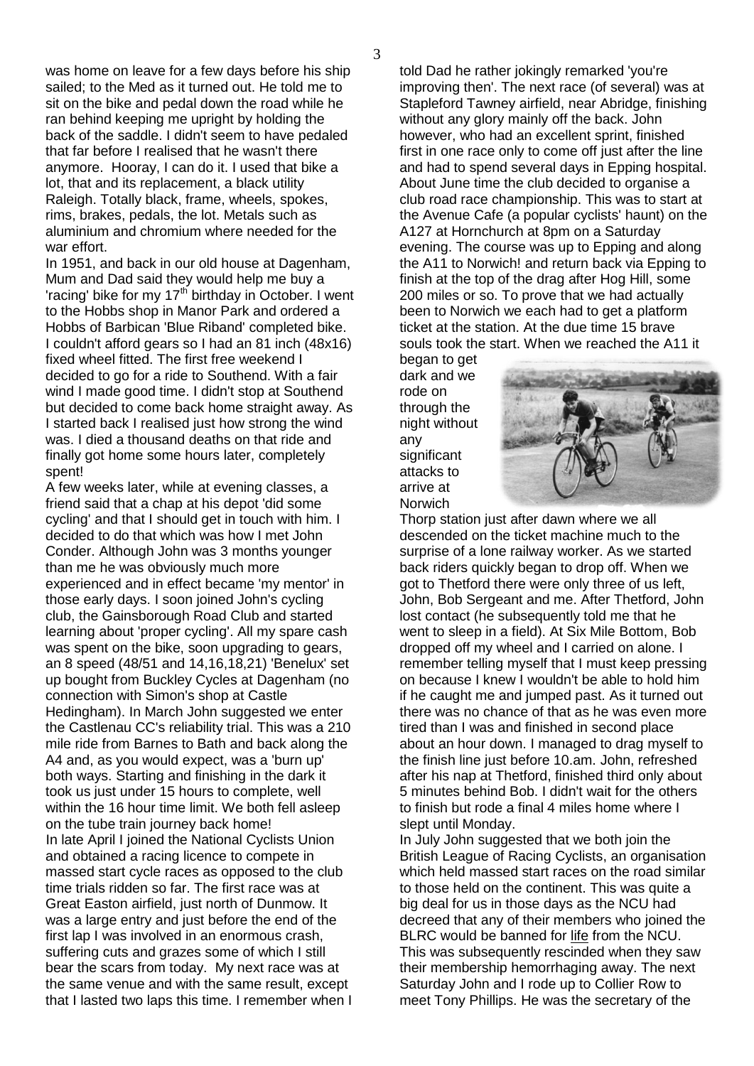was home on leave for a few days before his ship sailed; to the Med as it turned out. He told me to sit on the bike and pedal down the road while he ran behind keeping me upright by holding the back of the saddle. I didn't seem to have pedaled that far before I realised that he wasn't there anymore. Hooray, I can do it. I used that bike a lot, that and its replacement, a black utility Raleigh. Totally black, frame, wheels, spokes, rims, brakes, pedals, the lot. Metals such as aluminium and chromium where needed for the war effort.

In 1951, and back in our old house at Dagenham, Mum and Dad said they would help me buy a 'racing' bike for my 17th birthday in October. I went to the Hobbs shop in Manor Park and ordered a Hobbs of Barbican 'Blue Riband' completed bike. I couldn't afford gears so I had an 81 inch (48x16) fixed wheel fitted. The first free weekend I decided to go for a ride to Southend. With a fair wind I made good time. I didn't stop at Southend but decided to come back home straight away. As I started back I realised just how strong the wind was. I died a thousand deaths on that ride and finally got home some hours later, completely spent!

A few weeks later, while at evening classes, a friend said that a chap at his depot 'did some cycling' and that I should get in touch with him. I decided to do that which was how I met John Conder. Although John was 3 months younger than me he was obviously much more experienced and in effect became 'my mentor' in those early days. I soon joined John's cycling club, the Gainsborough Road Club and started learning about 'proper cycling'. All my spare cash was spent on the bike, soon upgrading to gears, an 8 speed (48/51 and 14,16,18,21) 'Benelux' set up bought from Buckley Cycles at Dagenham (no connection with Simon's shop at Castle Hedingham). In March John suggested we enter the Castlenau CC's reliability trial. This was a 210 mile ride from Barnes to Bath and back along the A4 and, as you would expect, was a 'burn up' both ways. Starting and finishing in the dark it took us just under 15 hours to complete, well within the 16 hour time limit. We both fell asleep on the tube train journey back home!

In late April I joined the National Cyclists Union and obtained a racing licence to compete in massed start cycle races as opposed to the club time trials ridden so far. The first race was at Great Easton airfield, just north of Dunmow. It was a large entry and just before the end of the first lap I was involved in an enormous crash, suffering cuts and grazes some of which I still bear the scars from today. My next race was at the same venue and with the same result, except that I lasted two laps this time. I remember when I told Dad he rather jokingly remarked 'you're improving then'. The next race (of several) was at Stapleford Tawney airfield, near Abridge, finishing without any glory mainly off the back. John however, who had an excellent sprint, finished first in one race only to come off just after the line and had to spend several days in Epping hospital. About June time the club decided to organise a club road race championship. This was to start at the Avenue Cafe (a popular cyclists' haunt) on the A127 at Hornchurch at 8pm on a Saturday evening. The course was up to Epping and along the A11 to Norwich! and return back via Epping to finish at the top of the drag after Hog Hill, some 200 miles or so. To prove that we had actually been to Norwich we each had to get a platform ticket at the station. At the due time 15 brave souls took the start. When we reached the A11 it began to get dark and we rode on through the night without any significant attacks to arrive at Norwich Thorp station just after dawn where we all descended on the ticket machine much to the surprise of a lone railway worker. As we started back riders quickly began to drop off. When we got to Thetford there were only three of us left, John, Bob Sergeant and me. After Thetford, John lost contact (he subsequently told me that he went to sleep in a field). At Six Mile Bottom, Bob dropped off my wheel and I carried on alone. I remember telling myself that I must keep pressing on because I knew I wouldn't be able to hold him if he caught me and jumped past. As it turned out there was no chance of that as he was even more tired than I was and finished in second place about an hour down. I managed to drag myself to the finish line just before 10.am. John, refreshed after his nap at Thetford, finished third only about 5 minutes behind Bob. I didn't wait for the others to finish but rode a final 4 miles home where I slept until Monday.

In July John suggested that we both join the British League of Racing Cyclists, an organisation which held massed start races on the road similar to those held on the continent. This was quite a big deal for us in those days as the NCU had decreed that any of their members who joined the BLRC would be banned for life from the NCU. This was subsequently rescinded when they saw their membership hemorrhaging away. The next Saturday John and I rode up to Collier Row to meet Tony Phillips. He was the secretary of the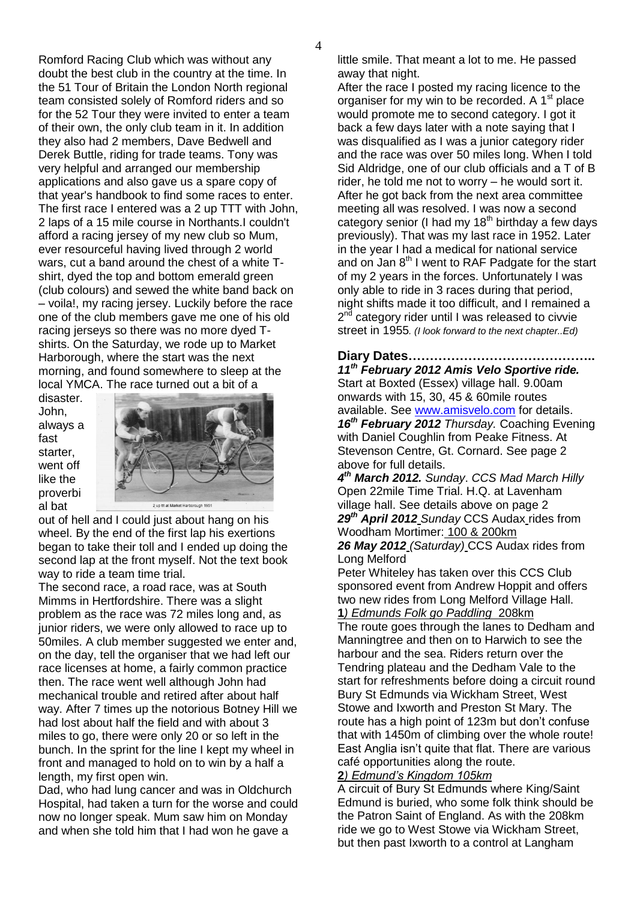Romford Racing Club which was without any doubt the best club in the country at the time. In the 51 Tour of Britain the London North regional team consisted solely of Romford riders and so for the 52 Tour they were invited to enter a team of their own, the only club team in it. In addition they also had 2 members, Dave Bedwell and Derek Buttle, riding for trade teams. Tony was very helpful and arranged our membership applications and also gave us a spare copy of that year's handbook to find some races to enter. The first race I entered was a 2 up TTT with John, 2 laps of a 15 mile course in Northants.I couldn't afford a racing jersey of my new club so Mum, ever resourceful having lived through 2 world wars, cut a band around the chest of a white T-shirt, dyed the top and bottom emerald green (club colours) and sewed the white band back on – voila!, my racing jersey. Luckily before the race one of the club members gave me one of his old racing jerseys so there was no more dyed T-shirts. On the Saturday, we rode up to Market Harborough, where the start was the next morning, and found somewhere to sleep at the local YMCA. The race turned out a bit of a disaster. John, always a fast starter, went off like the proverbial bat out of hell and I could just about hang on his wheel. By the end of the first lap his exertions began to take their toll and I ended up doing the second lap at the front myself. Not the text book way to ride a team time trial.

2 up ttt at Market Harborough 1951

The second race, a road race, was at South Mimms in Hertfordshire. There was a slight problem as the race was 72 miles long and, as junior riders, we were only allowed to race up to 50miles. A club member suggested we enter and, on the day, tell the organiser that we had left our race licenses at home, a fairly common practice then. The race went well although John had mechanical trouble and retired after about half way. After 7 times up the notorious Botney Hill we had lost about half the field and with about 3 miles to go, there were only 20 or so left in the bunch. In the sprint for the line I kept my wheel in front and managed to hold on to win by a half a length, my first open win.

Dad, who had lung cancer and was in Oldchurch Hospital, had taken a turn for the worse and could now no longer speak. Mum saw him on Monday and when she told him that I had won he gave a little smile. That meant a lot to me. He passed away that night.

After the race I posted my racing licence to the organiser for my win to be recorded. A 1st place would promote me to second category. I got it back a few days later with a note saying that I was disqualified as I was a junior category rider and the race was over 50 miles long. When I told Sid Aldridge, one of our club officials and a T of B rider, he told me not to worry – he would sort it. After he got back from the next area committee meeting all was resolved. I was now a second category senior (I had my 18th birthday a few days previously). That was my last race in 1952. Later in the year I had a medical for national service and on Jan 8th I went to RAF Padgate for the start of my 2 years in the forces. Unfortunately I was only able to ride in 3 races during that period, night shifts made it too difficult, and I remained a 2nd category rider until I was released to civvie street in 1955. *(I look forward to the next chapter..Ed)*

## Diary Dates……………………………………..

***11th February 2012 Amis Velo Sportive ride.*** Start at Boxted (Essex) village hall. 9.00am onwards with 15, 30, 45 & 60mile routes available. See www.amisvelo.com for details.

***16th February 2012*** *Thursday.* Coaching Evening with Daniel Coughlin from Peake Fitness. At Stevenson Centre, Gt. Cornard. See page 2 above for full details.

***4th March 2012.*** *Sunday*. *CCS Mad March Hilly* Open 22mile Time Trial. H.Q. at Lavenham village hall. See details above on page 2

***29th April 2012*** *Sunday* CCS Audax rides from Woodham Mortimer: 100 & 200km

***26 May 2012*** *(Saturday)* CCS Audax rides from Long Melford

Peter Whiteley has taken over this CCS Club sponsored event from Andrew Hoppit and offers two new rides from Long Melford Village Hall.

**1**) *Edmunds Folk go Paddling* 208km

The route goes through the lanes to Dedham and Manningtree and then on to Harwich to see the harbour and the sea. Riders return over the Tendring plateau and the Dedham Vale to the start for refreshments before doing a circuit round Bury St Edmunds via Wickham Street, West Stowe and Ixworth and Preston St Mary. The route has a high point of 123m but don't confuse that with 1450m of climbing over the whole route! East Anglia isn't quite that flat. There are various café opportunities along the route.

**2**) *Edmund's Kingdom 105km*

A circuit of Bury St Edmunds where King/Saint Edmund is buried, who some folk think should be the Patron Saint of England. As with the 208km ride we go to West Stowe via Wickham Street, but then past Ixworth to a control at Langham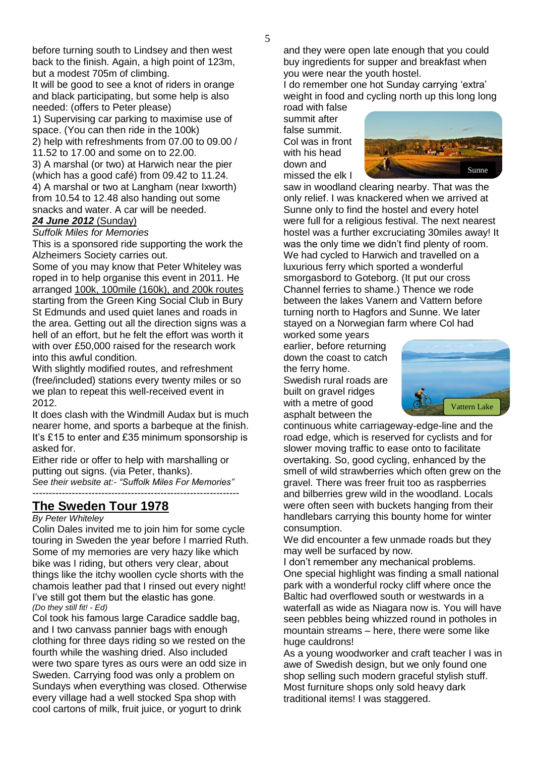before turning south to Lindsey and then west back to the finish. Again, a high point of 123m, but a modest 705m of climbing.

It will be good to see a knot of riders in orange and black participating, but some help is also needed: (offers to Peter please)

1) Supervising car parking to maximise use of space. (You can then ride in the 100k)
2) help with refreshments from 07.00 to 09.00 / 11.52 to 17.00 and some on to 22.00.
3) A marshal (or two) at Harwich near the pier (which has a good café) from 09.42 to 11.24.
4) A marshal or two at Langham (near Ixworth) from 10.54 to 12.48 also handing out some snacks and water. A car will be needed.

***24 June 2012*** (Sunday)

*Suffolk Miles for Memories*

This is a sponsored ride supporting the work the Alzheimers Society carries out.

Some of you may know that Peter Whiteley was roped in to help organise this event in 2011. He arranged 100k, 100mile (160k), and 200k routes starting from the Green King Social Club in Bury St Edmunds and used quiet lanes and roads in the area. Getting out all the direction signs was a hell of an effort, but he felt the effort was worth it with over £50,000 raised for the research work into this awful condition.

With slightly modified routes, and refreshment (free/included) stations every twenty miles or so we plan to repeat this well-received event in 2012.

It does clash with the Windmill Audax but is much nearer home, and sports a barbeque at the finish. It's £15 to enter and £35 minimum sponsorship is asked for.

Either ride or offer to help with marshalling or putting out signs. (via Peter, thanks).

*See their website at:- "Suffolk Miles For Memories"*

---

## The Sweden Tour 1978

*By Peter Whiteley*

Colin Dales invited me to join him for some cycle touring in Sweden the year before I married Ruth. Some of my memories are very hazy like which bike was I riding, but others very clear, about things like the itchy woollen cycle shorts with the chamois leather pad that I rinsed out every night! I've still got them but the elastic has gone.

*(Do they still fit! - Ed)*

Col took his famous large Caradice saddle bag, and I two canvass pannier bags with enough clothing for three days riding so we rested on the fourth while the washing dried. Also included were two spare tyres as ours were an odd size in Sweden. Carrying food was only a problem on Sundays when everything was closed. Otherwise every village had a well stocked Spa shop with cool cartons of milk, fruit juice, or yogurt to drink and they were open late enough that you could buy ingredients for supper and breakfast when you were near the youth hostel.

I do remember one hot Sunday carrying 'extra' weight in food and cycling north up this long long road with false summit after false summit. Col was in front with his head down and missed the elk I saw in woodland clearing nearby. That was the only relief. I was knackered when we arrived at Sunne only to find the hostel and every hotel were full for a religious festival. The next nearest hostel was a further excruciating 30miles away! It was the only time we didn't find plenty of room.

Sunne

We had cycled to Harwich and travelled on a luxurious ferry which sported a wonderful smorgasbord to Goteborg. (It put our cross Channel ferries to shame.) Thence we rode between the lakes Vanern and Vattern before turning north to Hagfors and Sunne. We later stayed on a Norwegian farm where Col had worked some years earlier, before returning down the coast to catch the ferry home.

Vattern Lake

Swedish rural roads are built on gravel ridges with a metre of good asphalt between the continuous white carriageway-edge-line and the road edge, which is reserved for cyclists and for slower moving traffic to ease onto to facilitate overtaking. So, good cycling, enhanced by the smell of wild strawberries which often grew on the gravel. There was freer fruit too as raspberries and bilberries grew wild in the woodland. Locals were often seen with buckets hanging from their handlebars carrying this bounty home for winter consumption.

We did encounter a few unmade roads but they may well be surfaced by now.

I don't remember any mechanical problems.

One special highlight was finding a small national park with a wonderful rocky cliff where once the Baltic had overflowed south or westwards in a waterfall as wide as Niagara now is. You will have seen pebbles being whizzed round in potholes in mountain streams – here, there were some like huge cauldrons!

As a young woodworker and craft teacher I was in awe of Swedish design, but we only found one shop selling such modern graceful stylish stuff. Most furniture shops only sold heavy dark traditional items! I was staggered.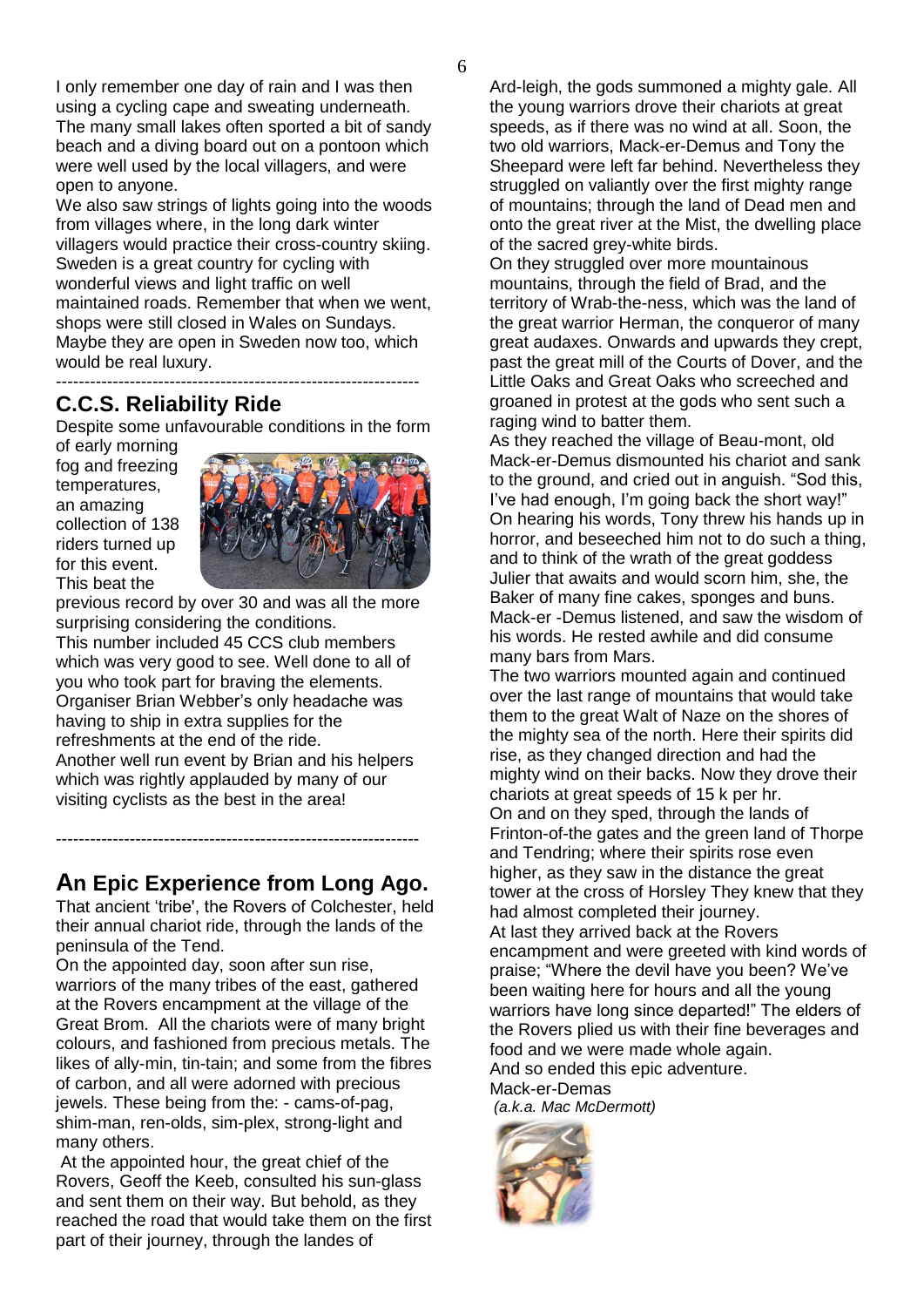I only remember one day of rain and I was then using a cycling cape and sweating underneath. The many small lakes often sported a bit of sandy beach and a diving board out on a pontoon which were well used by the local villagers, and were open to anyone.

We also saw strings of lights going into the woods from villages where, in the long dark winter villagers would practice their cross-country skiing. Sweden is a great country for cycling with wonderful views and light traffic on well maintained roads. Remember that when we went, shops were still closed in Wales on Sundays. Maybe they are open in Sweden now too, which would be real luxury.

---

## C.C.S. Reliability Ride

Despite some unfavourable conditions in the form of early morning fog and freezing temperatures, an amazing collection of 138 riders turned up for this event. This beat the previous record by over 30 and was all the more surprising considering the conditions.

This number included 45 CCS club members which was very good to see. Well done to all of you who took part for braving the elements. Organiser Brian Webber's only headache was having to ship in extra supplies for the refreshments at the end of the ride.

Another well run event by Brian and his helpers which was rightly applauded by many of our visiting cyclists as the best in the area!

---

## An Epic Experience from Long Ago.

That ancient 'tribe', the Rovers of Colchester, held their annual chariot ride, through the lands of the peninsula of the Tend.

On the appointed day, soon after sun rise, warriors of the many tribes of the east, gathered at the Rovers encampment at the village of the Great Brom. All the chariots were of many bright colours, and fashioned from precious metals. The likes of ally-min, tin-tain; and some from the fibres of carbon, and all were adorned with precious jewels. These being from the: - cams-of-pag, shim-man, ren-olds, sim-plex, strong-light and many others.

At the appointed hour, the great chief of the Rovers, Geoff the Keeb, consulted his sun-glass and sent them on their way. But behold, as they reached the road that would take them on the first part of their journey, through the landes of Ard-leigh, the gods summoned a mighty gale. All the young warriors drove their chariots at great speeds, as if there was no wind at all. Soon, the two old warriors, Mack-er-Demus and Tony the Sheepard were left far behind. Nevertheless they struggled on valiantly over the first mighty range of mountains; through the land of Dead men and onto the great river at the Mist, the dwelling place of the sacred grey-white birds.

On they struggled over more mountainous mountains, through the field of Brad, and the territory of Wrab-the-ness, which was the land of the great warrior Herman, the conqueror of many great audaxes. Onwards and upwards they crept, past the great mill of the Courts of Dover, and the Little Oaks and Great Oaks who screeched and groaned in protest at the gods who sent such a raging wind to batter them.

As they reached the village of Beau-mont, old Mack-er-Demus dismounted his chariot and sank to the ground, and cried out in anguish. "Sod this, I've had enough, I'm going back the short way!" On hearing his words, Tony threw his hands up in horror, and beseeched him not to do such a thing, and to think of the wrath of the great goddess Julier that awaits and would scorn him, she, the Baker of many fine cakes, sponges and buns. Mack-er -Demus listened, and saw the wisdom of his words. He rested awhile and did consume many bars from Mars.

The two warriors mounted again and continued over the last range of mountains that would take them to the great Walt of Naze on the shores of the mighty sea of the north. Here their spirits did rise, as they changed direction and had the mighty wind on their backs. Now they drove their chariots at great speeds of 15 k per hr.

On and on they sped, through the lands of Frinton-of-the gates and the green land of Thorpe and Tendring; where their spirits rose even higher, as they saw in the distance the great tower at the cross of Horsley They knew that they had almost completed their journey.

At last they arrived back at the Rovers encampment and were greeted with kind words of praise; "Where the devil have you been? We've been waiting here for hours and all the young warriors have long since departed!" The elders of the Rovers plied us with their fine beverages and food and we were made whole again.

And so ended this epic adventure.

Mack-er-Demas

*(a.k.a. Mac McDermott)*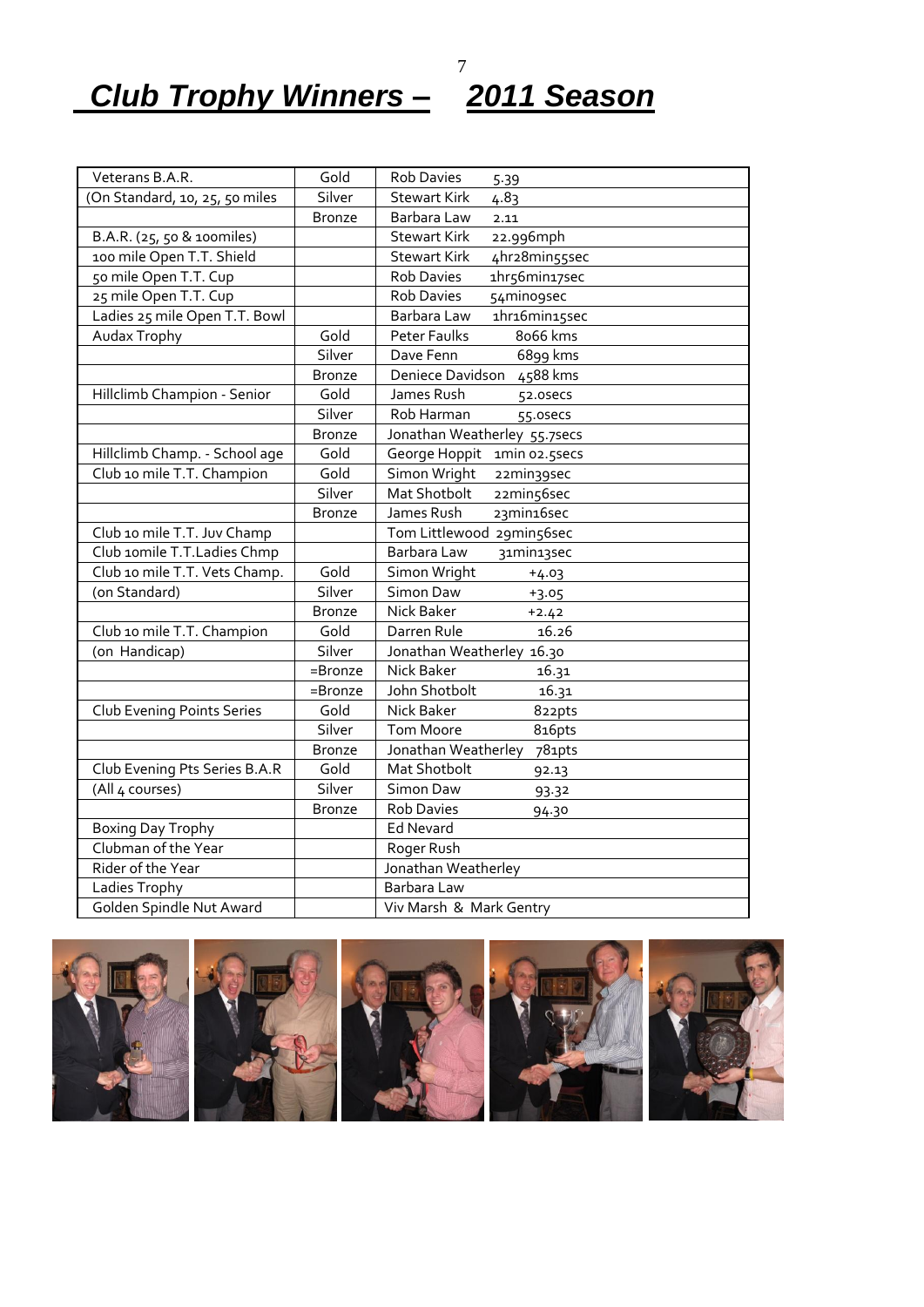# Club Trophy Winners – 2011 Season

| | | |
|---|---|---|
| Veterans B.A.R. | Gold | Rob Davies 5.39 |
| (On Standard, 10, 25, 50 miles | Silver | Stewart Kirk 4.83 |
| | Bronze | Barbara Law 2.11 |
| B.A.R. (25, 50 & 100miles) | | Stewart Kirk 22.996mph |
| 100 mile Open T.T. Shield | | Stewart Kirk 4hr28min55sec |
| 50 mile Open T.T. Cup | | Rob Davies 1hr56min17sec |
| 25 mile Open T.T. Cup | | Rob Davies 54min09sec |
| Ladies 25 mile Open T.T. Bowl | | Barbara Law 1hr16min15sec |
| Audax Trophy | Gold | Peter Faulks 8066 kms |
| | Silver | Dave Fenn 6899 kms |
| | Bronze | Deniece Davidson 4588 kms |
| Hillclimb Champion - Senior | Gold | James Rush 52.0secs |
| | Silver | Rob Harman 55.0secs |
| | Bronze | Jonathan Weatherley 55.7secs |
| Hillclimb Champ. - School age | Gold | George Hoppit 1min 02.5secs |
| Club 10 mile T.T. Champion | Gold | Simon Wright 22min39sec |
| | Silver | Mat Shotbolt 22min56sec |
| | Bronze | James Rush 23min16sec |
| Club 10 mile T.T. Juv Champ | | Tom Littlewood 29min56sec |
| Club 10mile T.T.Ladies Chmp | | Barbara Law 31min13sec |
| Club 10 mile T.T. Vets Champ. | Gold | Simon Wright +4.03 |
| (on Standard) | Silver | Simon Daw +3.05 |
| | Bronze | Nick Baker +2.42 |
| Club 10 mile T.T. Champion | Gold | Darren Rule 16.26 |
| (on Handicap) | Silver | Jonathan Weatherley 16.30 |
| | =Bronze | Nick Baker 16.31 |
| | =Bronze | John Shotbolt 16.31 |
| Club Evening Points Series | Gold | Nick Baker 822pts |
| | Silver | Tom Moore 816pts |
| | Bronze | Jonathan Weatherley 781pts |
| Club Evening Pts Series B.A.R | Gold | Mat Shotbolt 92.13 |
| (All 4 courses) | Silver | Simon Daw 93.32 |
| | Bronze | Rob Davies 94.30 |
| Boxing Day Trophy | | Ed Nevard |
| Clubman of the Year | | Roger Rush |
| Rider of the Year | | Jonathan Weatherley |
| Ladies Trophy | | Barbara Law |
| Golden Spindle Nut Award | | Viv Marsh & Mark Gentry |